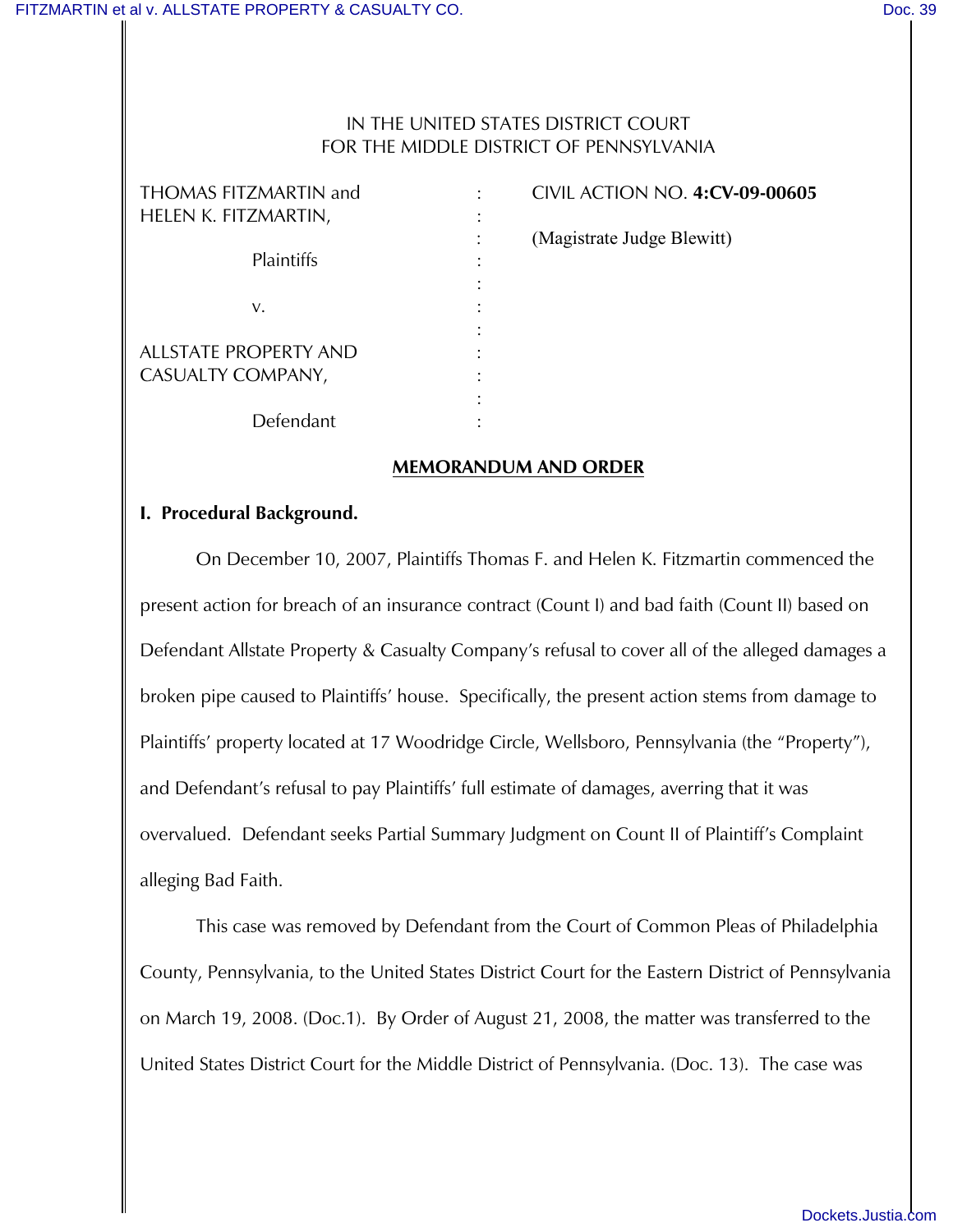IN THE UNITED STATES DISTRICT COURT
FOR THE MIDDLE DISTRICT OF PENNSYLVANIA

| | | |
|---|---|---|
| THOMAS FITZMARTIN and HELEN K. FITZMARTIN, | : | CIVIL ACTION NO. **4:CV-09-00605** |
| Plaintiffs | : | (Magistrate Judge Blewitt) |
| v. | : | |
| ALLSTATE PROPERTY AND CASUALTY COMPANY, | : | |
| Defendant | : | |

## MEMORANDUM AND ORDER

### I. Procedural Background.

On December 10, 2007, Plaintiffs Thomas F. and Helen K. Fitzmartin commenced the present action for breach of an insurance contract (Count I) and bad faith (Count II) based on Defendant Allstate Property & Casualty Company's refusal to cover all of the alleged damages a broken pipe caused to Plaintiffs' house. Specifically, the present action stems from damage to Plaintiffs' property located at 17 Woodridge Circle, Wellsboro, Pennsylvania (the "Property"), and Defendant's refusal to pay Plaintiffs' full estimate of damages, averring that it was overvalued. Defendant seeks Partial Summary Judgment on Count II of Plaintiff's Complaint alleging Bad Faith.

This case was removed by Defendant from the Court of Common Pleas of Philadelphia County, Pennsylvania, to the United States District Court for the Eastern District of Pennsylvania on March 19, 2008. (Doc.1). By Order of August 21, 2008, the matter was transferred to the United States District Court for the Middle District of Pennsylvania. (Doc. 13). The case was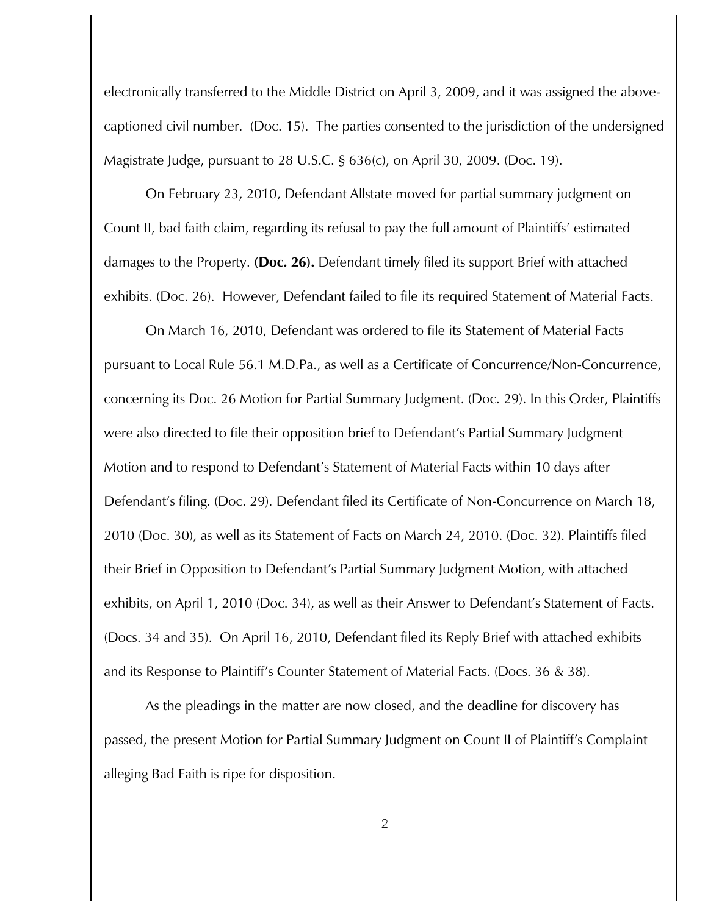electronically transferred to the Middle District on April 3, 2009, and it was assigned the above-captioned civil number. (Doc. 15). The parties consented to the jurisdiction of the undersigned Magistrate Judge, pursuant to 28 U.S.C. § 636(c), on April 30, 2009. (Doc. 19).

On February 23, 2010, Defendant Allstate moved for partial summary judgment on Count II, bad faith claim, regarding its refusal to pay the full amount of Plaintiffs' estimated damages to the Property. **(Doc. 26).** Defendant timely filed its support Brief with attached exhibits. (Doc. 26). However, Defendant failed to file its required Statement of Material Facts.

On March 16, 2010, Defendant was ordered to file its Statement of Material Facts pursuant to Local Rule 56.1 M.D.Pa., as well as a Certificate of Concurrence/Non-Concurrence, concerning its Doc. 26 Motion for Partial Summary Judgment. (Doc. 29). In this Order, Plaintiffs were also directed to file their opposition brief to Defendant's Partial Summary Judgment Motion and to respond to Defendant's Statement of Material Facts within 10 days after Defendant's filing. (Doc. 29). Defendant filed its Certificate of Non-Concurrence on March 18, 2010 (Doc. 30), as well as its Statement of Facts on March 24, 2010. (Doc. 32). Plaintiffs filed their Brief in Opposition to Defendant's Partial Summary Judgment Motion, with attached exhibits, on April 1, 2010 (Doc. 34), as well as their Answer to Defendant's Statement of Facts. (Docs. 34 and 35). On April 16, 2010, Defendant filed its Reply Brief with attached exhibits and its Response to Plaintiff's Counter Statement of Material Facts. (Docs. 36 & 38).

As the pleadings in the matter are now closed, and the deadline for discovery has passed, the present Motion for Partial Summary Judgment on Count II of Plaintiff's Complaint alleging Bad Faith is ripe for disposition.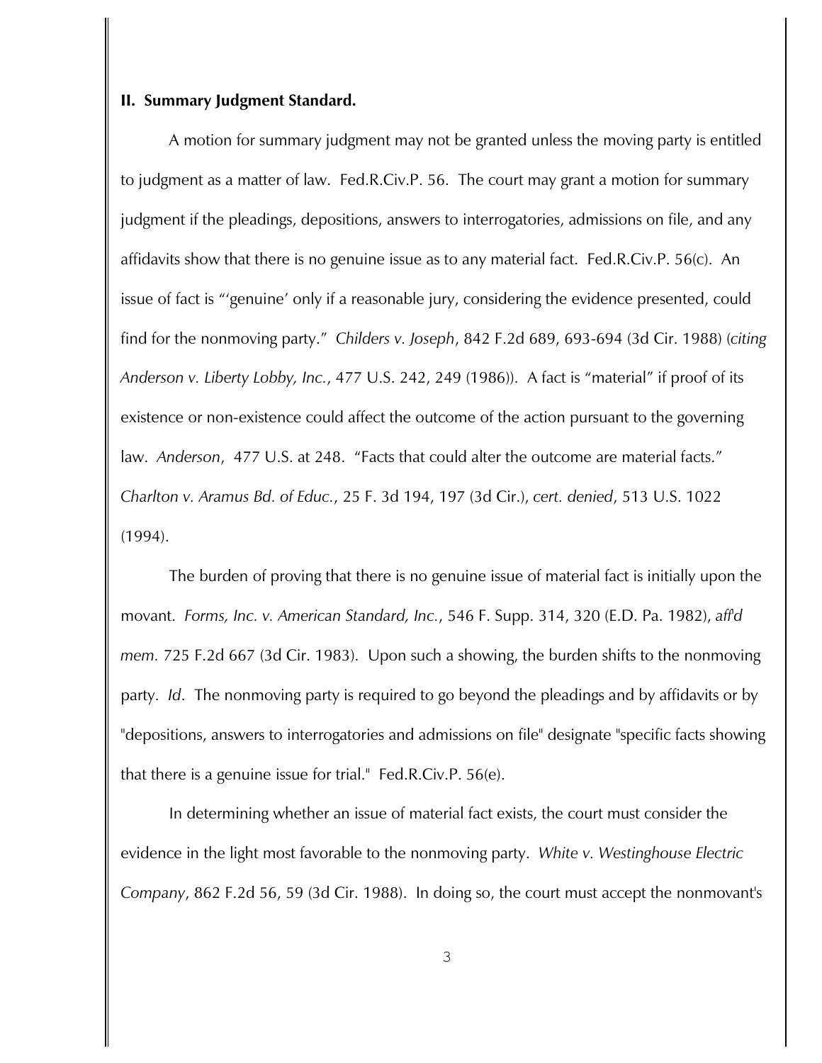## II. Summary Judgment Standard.

A motion for summary judgment may not be granted unless the moving party is entitled to judgment as a matter of law. Fed.R.Civ.P. 56. The court may grant a motion for summary judgment if the pleadings, depositions, answers to interrogatories, admissions on file, and any affidavits show that there is no genuine issue as to any material fact. Fed.R.Civ.P. 56(c). An issue of fact is "'genuine' only if a reasonable jury, considering the evidence presented, could find for the nonmoving party." *Childers v. Joseph*, 842 F.2d 689, 693-694 (3d Cir. 1988) (*citing Anderson v. Liberty Lobby, Inc.*, 477 U.S. 242, 249 (1986)). A fact is "material" if proof of its existence or non-existence could affect the outcome of the action pursuant to the governing law. *Anderson*, 477 U.S. at 248. "Facts that could alter the outcome are material facts." *Charlton v. Aramus Bd. of Educ.*, 25 F. 3d 194, 197 (3d Cir.), *cert. denied*, 513 U.S. 1022 (1994).

The burden of proving that there is no genuine issue of material fact is initially upon the movant. *Forms, Inc. v. American Standard, Inc.*, 546 F. Supp. 314, 320 (E.D. Pa. 1982), *aff'd mem.* 725 F.2d 667 (3d Cir. 1983). Upon such a showing, the burden shifts to the nonmoving party. *Id*. The nonmoving party is required to go beyond the pleadings and by affidavits or by "depositions, answers to interrogatories and admissions on file" designate "specific facts showing that there is a genuine issue for trial." Fed.R.Civ.P. 56(e).

In determining whether an issue of material fact exists, the court must consider the evidence in the light most favorable to the nonmoving party. *White v. Westinghouse Electric Company*, 862 F.2d 56, 59 (3d Cir. 1988). In doing so, the court must accept the nonmovant's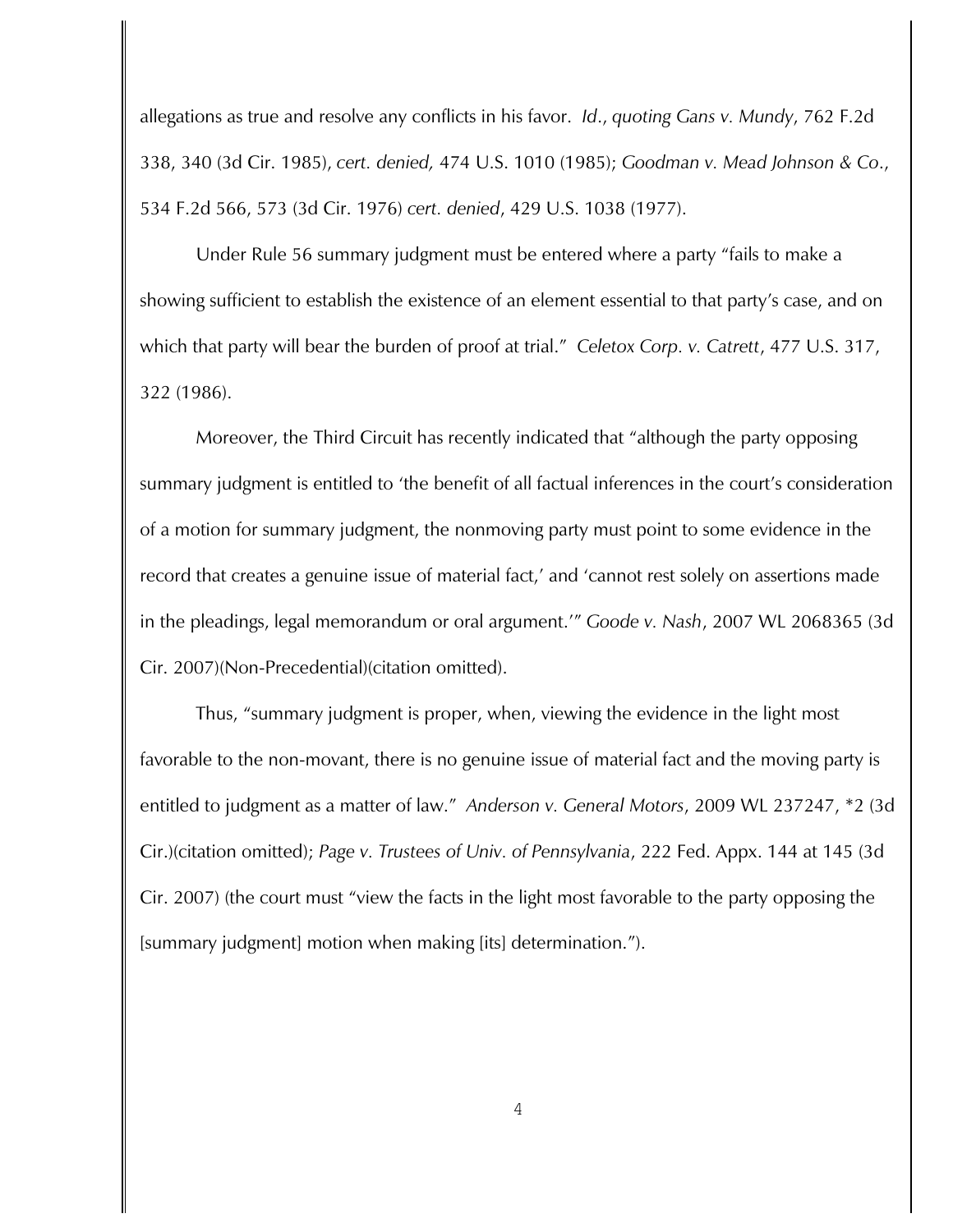allegations as true and resolve any conflicts in his favor. *Id.*, *quoting Gans v. Mundy*, 762 F.2d 338, 340 (3d Cir. 1985), *cert. denied,* 474 U.S. 1010 (1985); *Goodman v. Mead Johnson & Co.*, 534 F.2d 566, 573 (3d Cir. 1976) *cert. denied*, 429 U.S. 1038 (1977).

Under Rule 56 summary judgment must be entered where a party "fails to make a showing sufficient to establish the existence of an element essential to that party's case, and on which that party will bear the burden of proof at trial." *Celetox Corp. v. Catrett*, 477 U.S. 317, 322 (1986).

Moreover, the Third Circuit has recently indicated that "although the party opposing summary judgment is entitled to 'the benefit of all factual inferences in the court's consideration of a motion for summary judgment, the nonmoving party must point to some evidence in the record that creates a genuine issue of material fact,' and 'cannot rest solely on assertions made in the pleadings, legal memorandum or oral argument.'" *Goode v. Nash*, 2007 WL 2068365 (3d Cir. 2007)(Non-Precedential)(citation omitted).

Thus, "summary judgment is proper, when, viewing the evidence in the light most favorable to the non-movant, there is no genuine issue of material fact and the moving party is entitled to judgment as a matter of law." *Anderson v. General Motors*, 2009 WL 237247, *2 (3d Cir.)(citation omitted); *Page v. Trustees of Univ. of Pennsylvania*, 222 Fed. Appx. 144 at 145 (3d Cir. 2007) (the court must "view the facts in the light most favorable to the party opposing the [summary judgment] motion when making [its] determination.").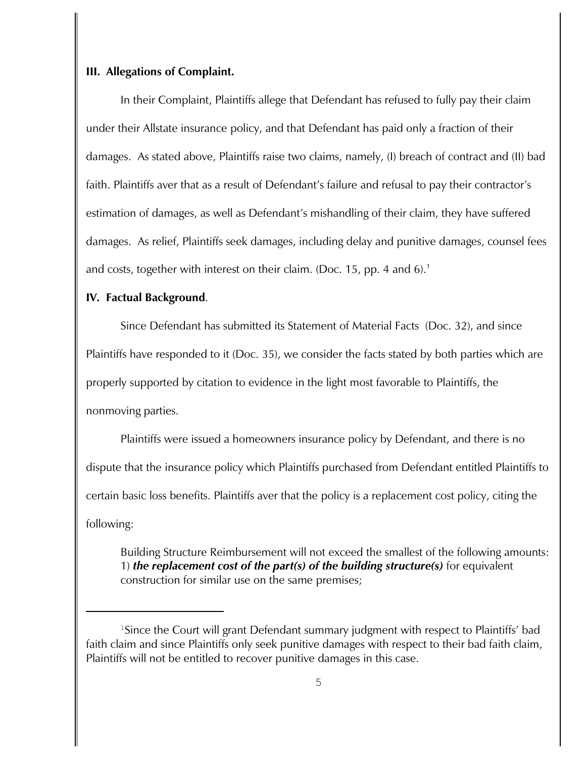**III. Allegations of Complaint.**

In their Complaint, Plaintiffs allege that Defendant has refused to fully pay their claim under their Allstate insurance policy, and that Defendant has paid only a fraction of their damages. As stated above, Plaintiffs raise two claims, namely, (I) breach of contract and (II) bad faith. Plaintiffs aver that as a result of Defendant's failure and refusal to pay their contractor's estimation of damages, as well as Defendant's mishandling of their claim, they have suffered damages. As relief, Plaintiffs seek damages, including delay and punitive damages, counsel fees and costs, together with interest on their claim. (Doc. 15, pp. 4 and 6).[1]

**IV. Factual Background**.

Since Defendant has submitted its Statement of Material Facts (Doc. 32), and since Plaintiffs have responded to it (Doc. 35), we consider the facts stated by both parties which are properly supported by citation to evidence in the light most favorable to Plaintiffs, the nonmoving parties.

Plaintiffs were issued a homeowners insurance policy by Defendant, and there is no dispute that the insurance policy which Plaintiffs purchased from Defendant entitled Plaintiffs to certain basic loss benefits. Plaintiffs aver that the policy is a replacement cost policy, citing the following:

> Building Structure Reimbursement will not exceed the smallest of the following amounts: 1) ***the replacement cost of the part(s) of the building structure(s)*** for equivalent construction for similar use on the same premises;

---

[1] Since the Court will grant Defendant summary judgment with respect to Plaintiffs' bad faith claim and since Plaintiffs only seek punitive damages with respect to their bad faith claim, Plaintiffs will not be entitled to recover punitive damages in this case.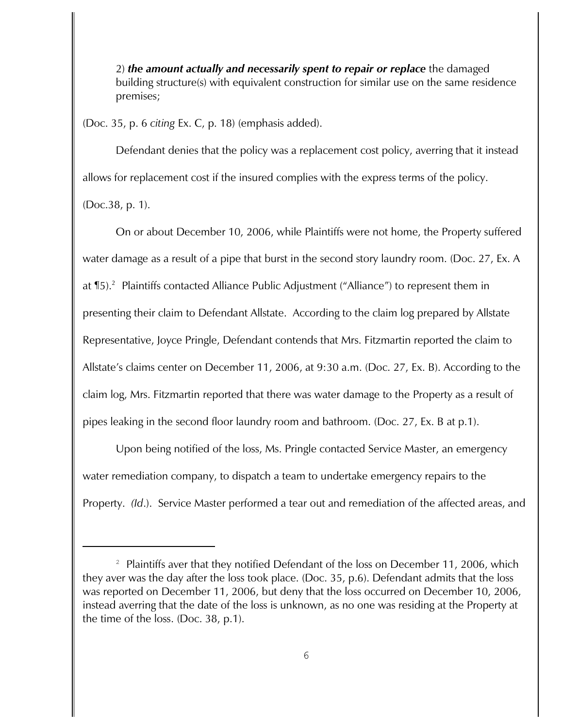2) ***the amount actually and necessarily spent to repair or replace*** the damaged building structure(s) with equivalent construction for similar use on the same residence premises;

(Doc. 35, p. 6 *citing* Ex. C, p. 18) (emphasis added).

Defendant denies that the policy was a replacement cost policy, averring that it instead allows for replacement cost if the insured complies with the express terms of the policy. (Doc.38, p. 1).

On or about December 10, 2006, while Plaintiffs were not home, the Property suffered water damage as a result of a pipe that burst in the second story laundry room. (Doc. 27, Ex. A at ¶5).[2] Plaintiffs contacted Alliance Public Adjustment ("Alliance") to represent them in presenting their claim to Defendant Allstate. According to the claim log prepared by Allstate Representative, Joyce Pringle, Defendant contends that Mrs. Fitzmartin reported the claim to Allstate's claims center on December 11, 2006, at 9:30 a.m. (Doc. 27, Ex. B). According to the claim log, Mrs. Fitzmartin reported that there was water damage to the Property as a result of pipes leaking in the second floor laundry room and bathroom. (Doc. 27, Ex. B at p.1).

Upon being notified of the loss, Ms. Pringle contacted Service Master, an emergency water remediation company, to dispatch a team to undertake emergency repairs to the Property. *(Id.*). Service Master performed a tear out and remediation of the affected areas, and

[2] Plaintiffs aver that they notified Defendant of the loss on December 11, 2006, which they aver was the day after the loss took place. (Doc. 35, p.6). Defendant admits that the loss was reported on December 11, 2006, but deny that the loss occurred on December 10, 2006, instead averring that the date of the loss is unknown, as no one was residing at the Property at the time of the loss. (Doc. 38, p.1).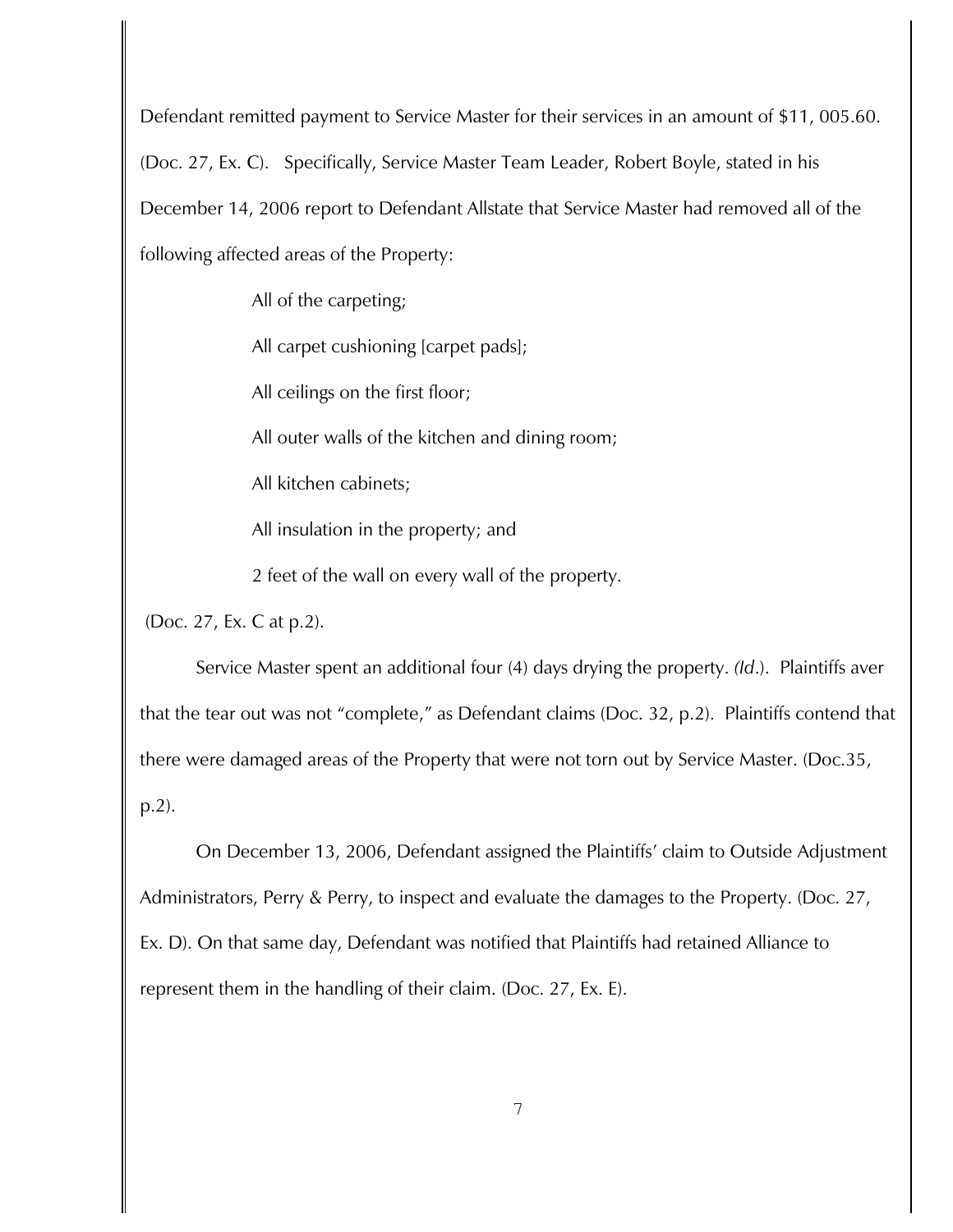Defendant remitted payment to Service Master for their services in an amount of $11, 005.60. (Doc. 27, Ex. C). Specifically, Service Master Team Leader, Robert Boyle, stated in his December 14, 2006 report to Defendant Allstate that Service Master had removed all of the following affected areas of the Property:

> All of the carpeting;
>
> All carpet cushioning [carpet pads];
>
> All ceilings on the first floor;
>
> All outer walls of the kitchen and dining room;
>
> All kitchen cabinets;
>
> All insulation in the property; and
>
> 2 feet of the wall on every wall of the property.

(Doc. 27, Ex. C at p.2).

Service Master spent an additional four (4) days drying the property. *(Id.)*. Plaintiffs aver that the tear out was not "complete," as Defendant claims (Doc. 32, p.2). Plaintiffs contend that there were damaged areas of the Property that were not torn out by Service Master. (Doc.35, p.2).

On December 13, 2006, Defendant assigned the Plaintiffs' claim to Outside Adjustment Administrators, Perry & Perry, to inspect and evaluate the damages to the Property. (Doc. 27, Ex. D). On that same day, Defendant was notified that Plaintiffs had retained Alliance to represent them in the handling of their claim. (Doc. 27, Ex. E).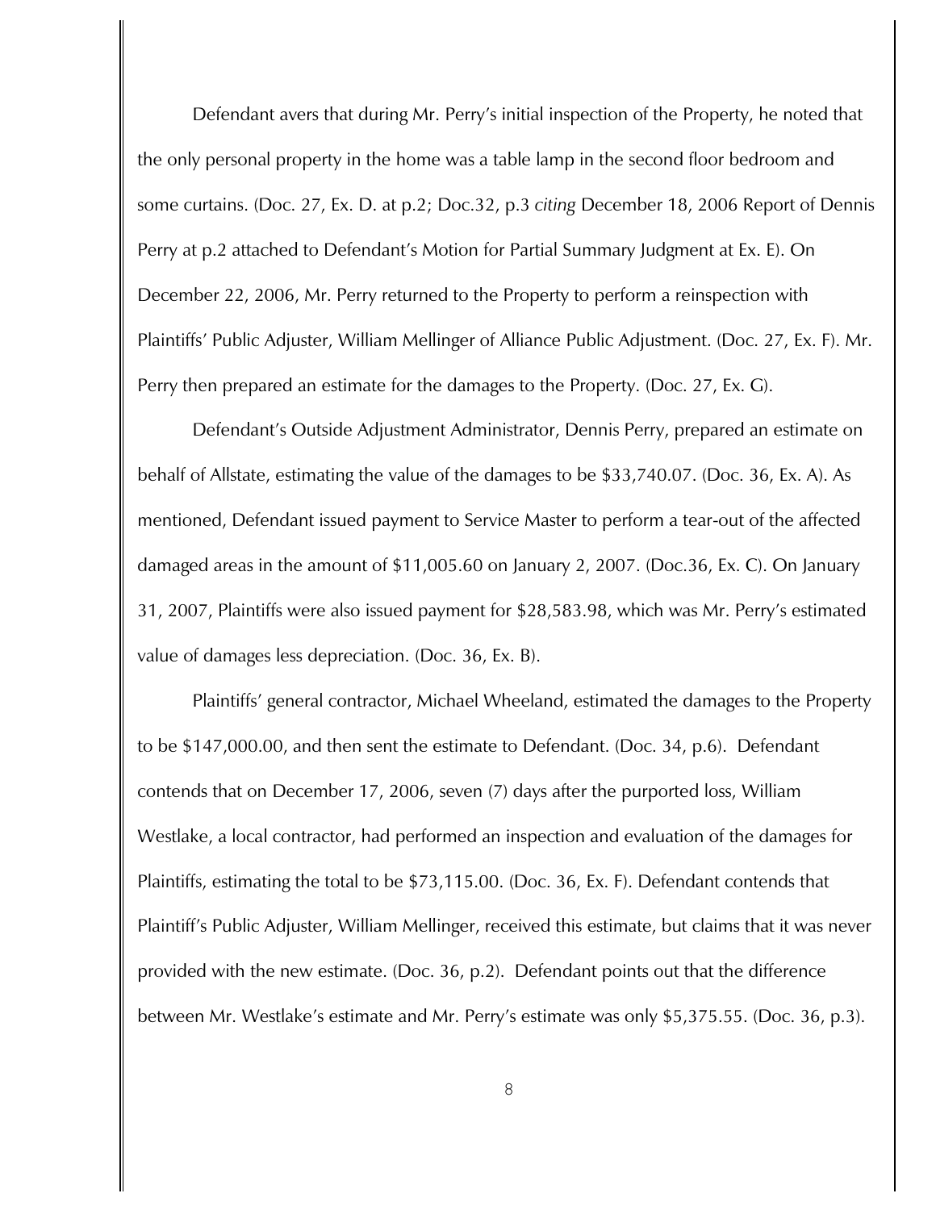Defendant avers that during Mr. Perry's initial inspection of the Property, he noted that the only personal property in the home was a table lamp in the second floor bedroom and some curtains. (Doc. 27, Ex. D. at p.2; Doc.32, p.3 *citing* December 18, 2006 Report of Dennis Perry at p.2 attached to Defendant's Motion for Partial Summary Judgment at Ex. E). On December 22, 2006, Mr. Perry returned to the Property to perform a reinspection with Plaintiffs' Public Adjuster, William Mellinger of Alliance Public Adjustment. (Doc. 27, Ex. F). Mr. Perry then prepared an estimate for the damages to the Property. (Doc. 27, Ex. G).

Defendant's Outside Adjustment Administrator, Dennis Perry, prepared an estimate on behalf of Allstate, estimating the value of the damages to be $33,740.07. (Doc. 36, Ex. A). As mentioned, Defendant issued payment to Service Master to perform a tear-out of the affected damaged areas in the amount of $11,005.60 on January 2, 2007. (Doc.36, Ex. C). On January 31, 2007, Plaintiffs were also issued payment for $28,583.98, which was Mr. Perry's estimated value of damages less depreciation. (Doc. 36, Ex. B).

Plaintiffs' general contractor, Michael Wheeland, estimated the damages to the Property to be $147,000.00, and then sent the estimate to Defendant. (Doc. 34, p.6). Defendant contends that on December 17, 2006, seven (7) days after the purported loss, William Westlake, a local contractor, had performed an inspection and evaluation of the damages for Plaintiffs, estimating the total to be $73,115.00. (Doc. 36, Ex. F). Defendant contends that Plaintiff's Public Adjuster, William Mellinger, received this estimate, but claims that it was never provided with the new estimate. (Doc. 36, p.2). Defendant points out that the difference between Mr. Westlake's estimate and Mr. Perry's estimate was only $5,375.55. (Doc. 36, p.3).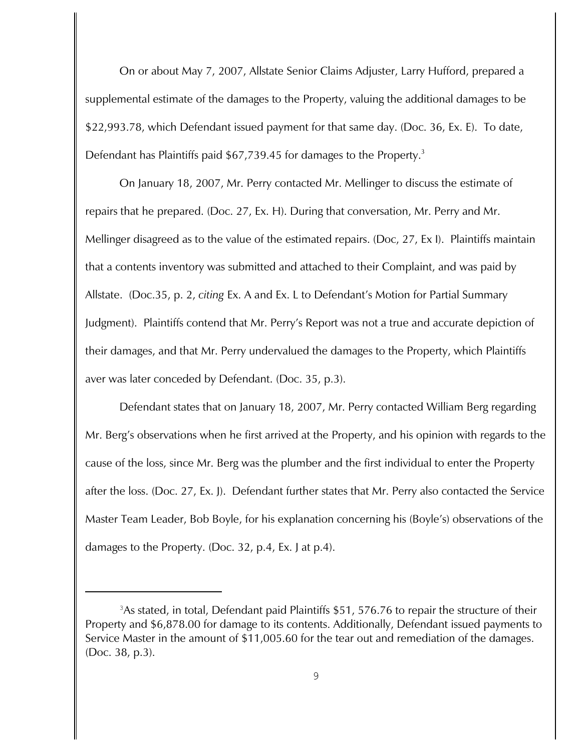On or about May 7, 2007, Allstate Senior Claims Adjuster, Larry Hufford, prepared a supplemental estimate of the damages to the Property, valuing the additional damages to be $22,993.78, which Defendant issued payment for that same day. (Doc. 36, Ex. E). To date, Defendant has Plaintiffs paid $67,739.45 for damages to the Property.[3]

On January 18, 2007, Mr. Perry contacted Mr. Mellinger to discuss the estimate of repairs that he prepared. (Doc. 27, Ex. H). During that conversation, Mr. Perry and Mr. Mellinger disagreed as to the value of the estimated repairs. (Doc, 27, Ex I). Plaintiffs maintain that a contents inventory was submitted and attached to their Complaint, and was paid by Allstate. (Doc.35, p. 2, *citing* Ex. A and Ex. L to Defendant's Motion for Partial Summary Judgment). Plaintiffs contend that Mr. Perry's Report was not a true and accurate depiction of their damages, and that Mr. Perry undervalued the damages to the Property, which Plaintiffs aver was later conceded by Defendant. (Doc. 35, p.3).

Defendant states that on January 18, 2007, Mr. Perry contacted William Berg regarding Mr. Berg's observations when he first arrived at the Property, and his opinion with regards to the cause of the loss, since Mr. Berg was the plumber and the first individual to enter the Property after the loss. (Doc. 27, Ex. J). Defendant further states that Mr. Perry also contacted the Service Master Team Leader, Bob Boyle, for his explanation concerning his (Boyle's) observations of the damages to the Property. (Doc. 32, p.4, Ex. J at p.4).

[3]As stated, in total, Defendant paid Plaintiffs $51, 576.76 to repair the structure of their Property and $6,878.00 for damage to its contents. Additionally, Defendant issued payments to Service Master in the amount of $11,005.60 for the tear out and remediation of the damages. (Doc. 38, p.3).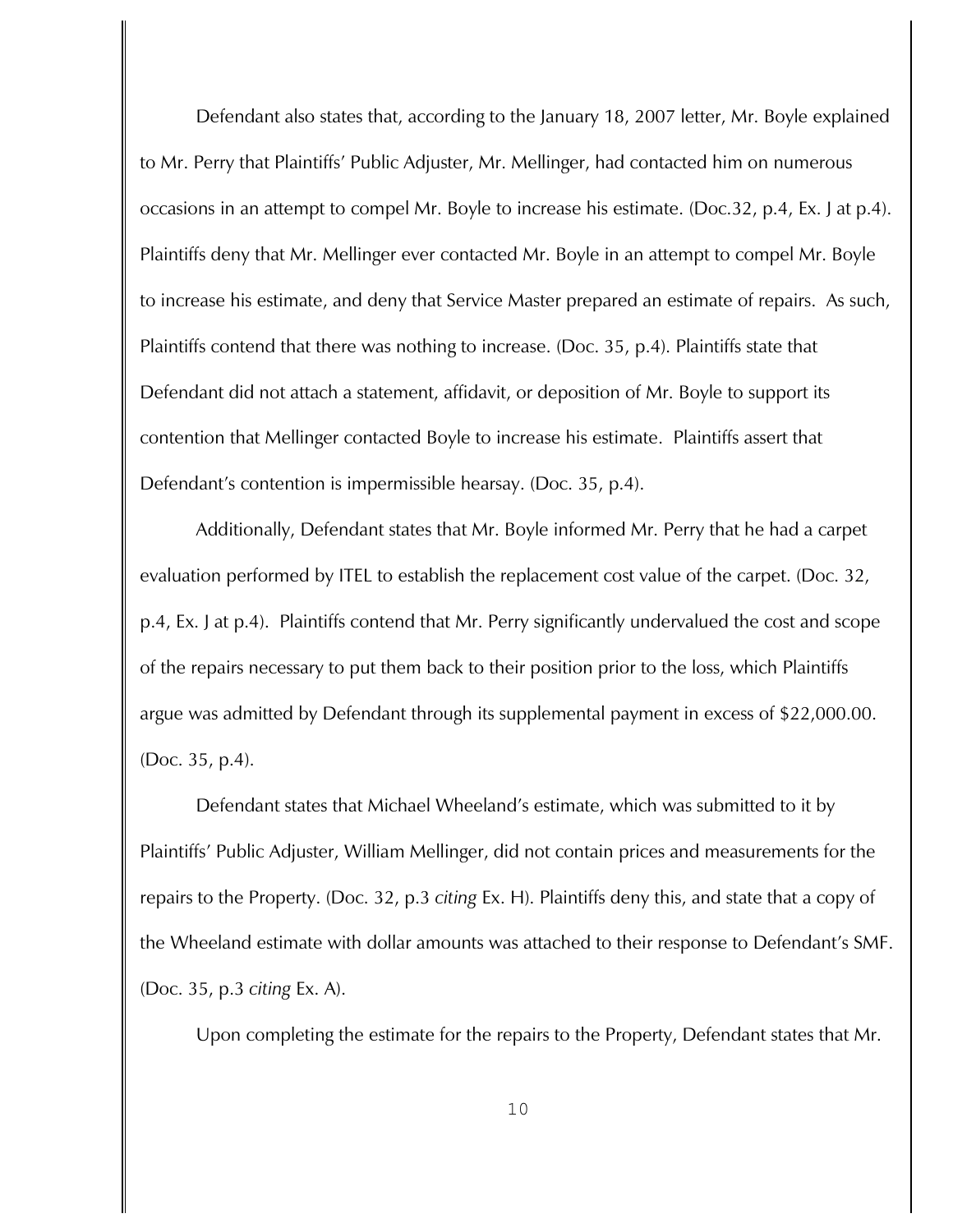Defendant also states that, according to the January 18, 2007 letter, Mr. Boyle explained to Mr. Perry that Plaintiffs' Public Adjuster, Mr. Mellinger, had contacted him on numerous occasions in an attempt to compel Mr. Boyle to increase his estimate. (Doc.32, p.4, Ex. J at p.4). Plaintiffs deny that Mr. Mellinger ever contacted Mr. Boyle in an attempt to compel Mr. Boyle to increase his estimate, and deny that Service Master prepared an estimate of repairs. As such, Plaintiffs contend that there was nothing to increase. (Doc. 35, p.4). Plaintiffs state that Defendant did not attach a statement, affidavit, or deposition of Mr. Boyle to support its contention that Mellinger contacted Boyle to increase his estimate. Plaintiffs assert that Defendant's contention is impermissible hearsay. (Doc. 35, p.4).

Additionally, Defendant states that Mr. Boyle informed Mr. Perry that he had a carpet evaluation performed by ITEL to establish the replacement cost value of the carpet. (Doc. 32, p.4, Ex. J at p.4). Plaintiffs contend that Mr. Perry significantly undervalued the cost and scope of the repairs necessary to put them back to their position prior to the loss, which Plaintiffs argue was admitted by Defendant through its supplemental payment in excess of $22,000.00. (Doc. 35, p.4).

Defendant states that Michael Wheeland's estimate, which was submitted to it by Plaintiffs' Public Adjuster, William Mellinger, did not contain prices and measurements for the repairs to the Property. (Doc. 32, p.3 *citing* Ex. H). Plaintiffs deny this, and state that a copy of the Wheeland estimate with dollar amounts was attached to their response to Defendant's SMF. (Doc. 35, p.3 *citing* Ex. A).

Upon completing the estimate for the repairs to the Property, Defendant states that Mr.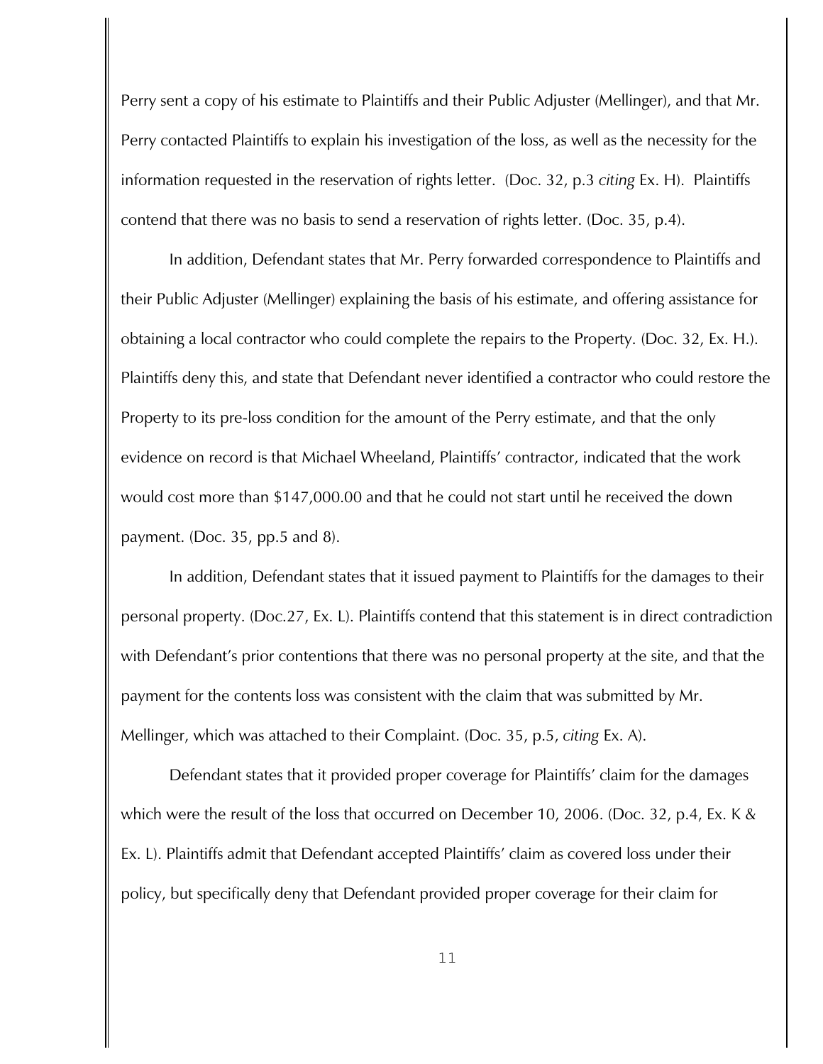Perry sent a copy of his estimate to Plaintiffs and their Public Adjuster (Mellinger), and that Mr. Perry contacted Plaintiffs to explain his investigation of the loss, as well as the necessity for the information requested in the reservation of rights letter. (Doc. 32, p.3 *citing* Ex. H). Plaintiffs contend that there was no basis to send a reservation of rights letter. (Doc. 35, p.4).

In addition, Defendant states that Mr. Perry forwarded correspondence to Plaintiffs and their Public Adjuster (Mellinger) explaining the basis of his estimate, and offering assistance for obtaining a local contractor who could complete the repairs to the Property. (Doc. 32, Ex. H.). Plaintiffs deny this, and state that Defendant never identified a contractor who could restore the Property to its pre-loss condition for the amount of the Perry estimate, and that the only evidence on record is that Michael Wheeland, Plaintiffs' contractor, indicated that the work would cost more than $147,000.00 and that he could not start until he received the down payment. (Doc. 35, pp.5 and 8).

In addition, Defendant states that it issued payment to Plaintiffs for the damages to their personal property. (Doc.27, Ex. L). Plaintiffs contend that this statement is in direct contradiction with Defendant's prior contentions that there was no personal property at the site, and that the payment for the contents loss was consistent with the claim that was submitted by Mr. Mellinger, which was attached to their Complaint. (Doc. 35, p.5, *citing* Ex. A).

Defendant states that it provided proper coverage for Plaintiffs' claim for the damages which were the result of the loss that occurred on December 10, 2006. (Doc. 32, p.4, Ex. K & Ex. L). Plaintiffs admit that Defendant accepted Plaintiffs' claim as covered loss under their policy, but specifically deny that Defendant provided proper coverage for their claim for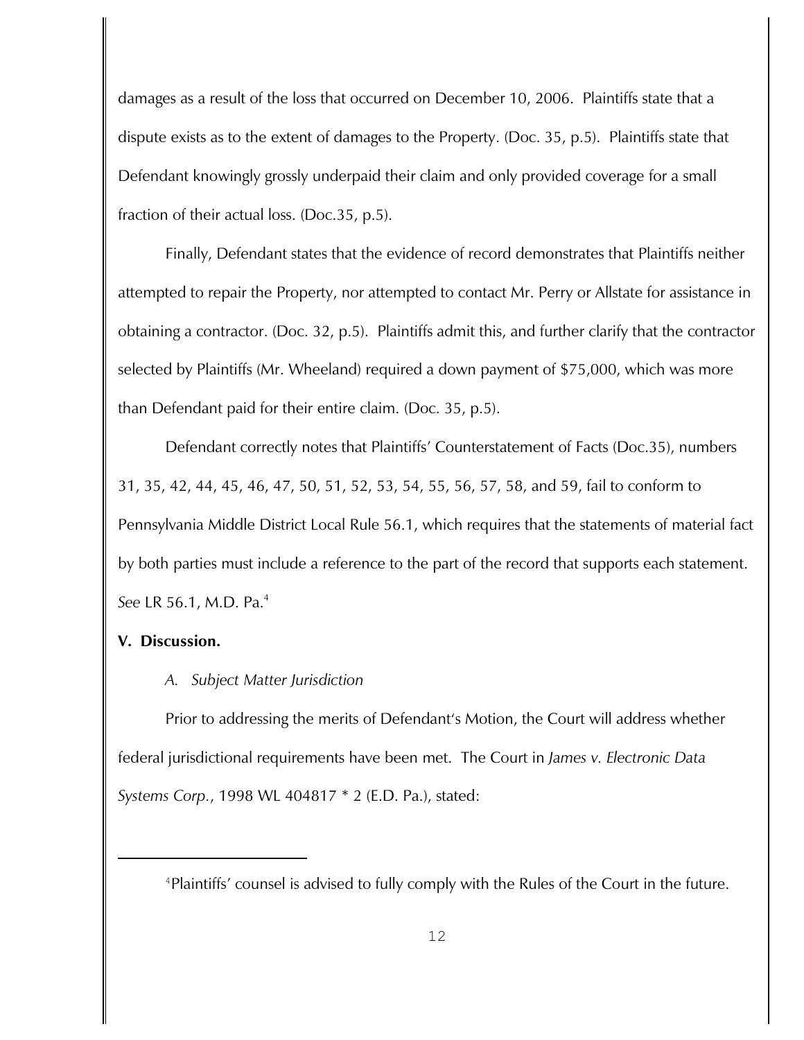damages as a result of the loss that occurred on December 10, 2006. Plaintiffs state that a dispute exists as to the extent of damages to the Property. (Doc. 35, p.5). Plaintiffs state that Defendant knowingly grossly underpaid their claim and only provided coverage for a small fraction of their actual loss. (Doc.35, p.5).

Finally, Defendant states that the evidence of record demonstrates that Plaintiffs neither attempted to repair the Property, nor attempted to contact Mr. Perry or Allstate for assistance in obtaining a contractor. (Doc. 32, p.5). Plaintiffs admit this, and further clarify that the contractor selected by Plaintiffs (Mr. Wheeland) required a down payment of $75,000, which was more than Defendant paid for their entire claim. (Doc. 35, p.5).

Defendant correctly notes that Plaintiffs' Counterstatement of Facts (Doc.35), numbers 31, 35, 42, 44, 45, 46, 47, 50, 51, 52, 53, 54, 55, 56, 57, 58, and 59, fail to conform to Pennsylvania Middle District Local Rule 56.1, which requires that the statements of material fact by both parties must include a reference to the part of the record that supports each statement. *See* LR 56.1, M.D. Pa.[4]

**V. Discussion.**

*A. Subject Matter Jurisdiction*

Prior to addressing the merits of Defendant's Motion, the Court will address whether federal jurisdictional requirements have been met. The Court in *James v. Electronic Data Systems Corp.*, 1998 WL 404817 * 2 (E.D. Pa.), stated:

---

[4]Plaintiffs' counsel is advised to fully comply with the Rules of the Court in the future.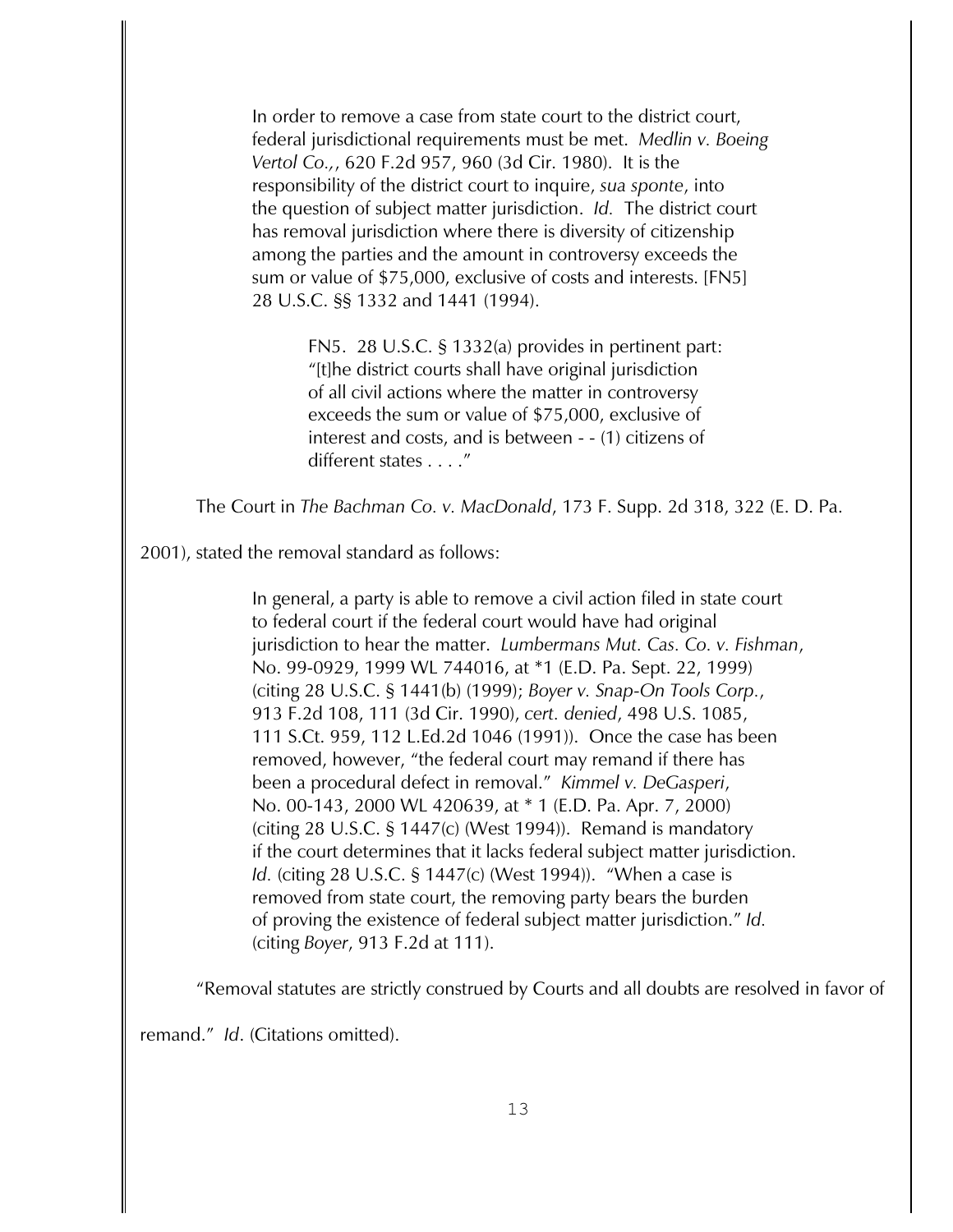> In order to remove a case from state court to the district court, federal jurisdictional requirements must be met. *Medlin v. Boeing Vertol Co.,*, 620 F.2d 957, 960 (3d Cir. 1980). It is the responsibility of the district court to inquire, *sua sponte*, into the question of subject matter jurisdiction. *Id.* The district court has removal jurisdiction where there is diversity of citizenship among the parties and the amount in controversy exceeds the sum or value of $75,000, exclusive of costs and interests. [FN5] 28 U.S.C. §§ 1332 and 1441 (1994).
>
> > FN5. 28 U.S.C. § 1332(a) provides in pertinent part: "[t]he district courts shall have original jurisdiction of all civil actions where the matter in controversy exceeds the sum or value of $75,000, exclusive of interest and costs, and is between - - (1) citizens of different states . . . ."

The Court in *The Bachman Co. v. MacDonald*, 173 F. Supp. 2d 318, 322 (E. D. Pa. 2001), stated the removal standard as follows:

> In general, a party is able to remove a civil action filed in state court to federal court if the federal court would have had original jurisdiction to hear the matter. *Lumbermans Mut. Cas. Co. v. Fishman*, No. 99-0929, 1999 WL 744016, at *1 (E.D. Pa. Sept. 22, 1999) (citing 28 U.S.C. § 1441(b) (1999); *Boyer v. Snap-On Tools Corp.*, 913 F.2d 108, 111 (3d Cir. 1990), *cert. denied*, 498 U.S. 1085, 111 S.Ct. 959, 112 L.Ed.2d 1046 (1991)). Once the case has been removed, however, "the federal court may remand if there has been a procedural defect in removal." *Kimmel v. DeGasperi*, No. 00-143, 2000 WL 420639, at * 1 (E.D. Pa. Apr. 7, 2000) (citing 28 U.S.C. § 1447(c) (West 1994)). Remand is mandatory if the court determines that it lacks federal subject matter jurisdiction. *Id.* (citing 28 U.S.C. § 1447(c) (West 1994)). "When a case is removed from state court, the removing party bears the burden of proving the existence of federal subject matter jurisdiction." *Id.* (citing *Boyer*, 913 F.2d at 111).

"Removal statutes are strictly construed by Courts and all doubts are resolved in favor of remand." *Id*. (Citations omitted).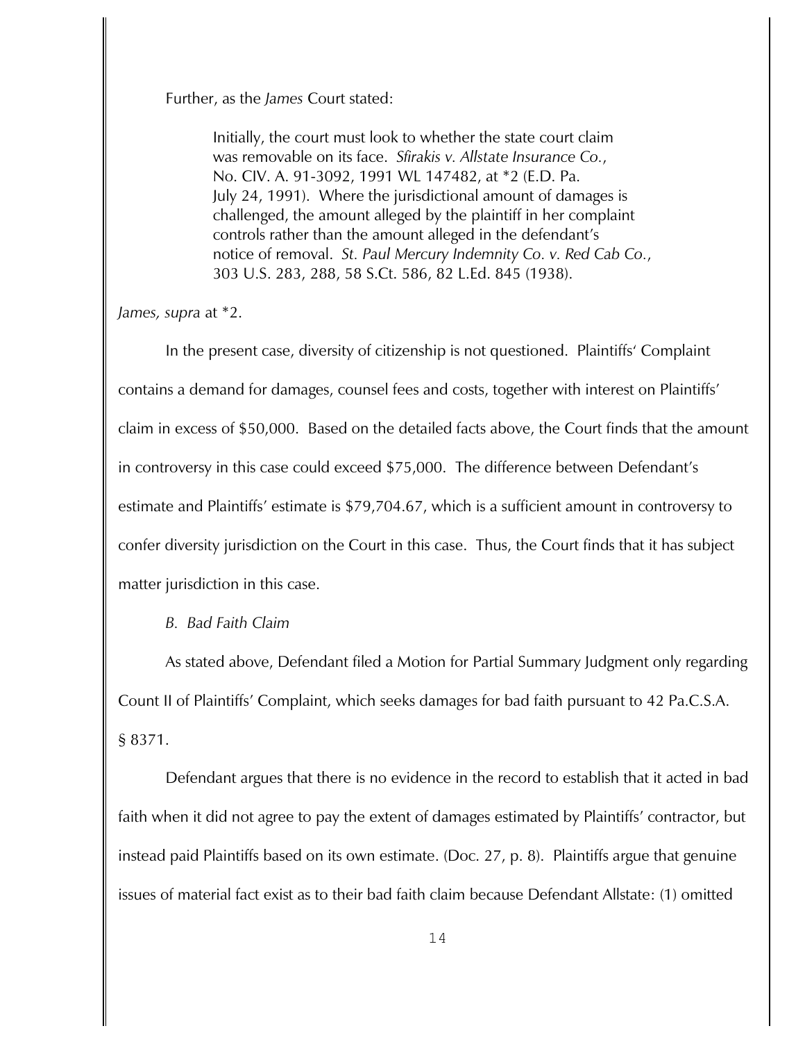Further, as the *James* Court stated:

> Initially, the court must look to whether the state court claim was removable on its face. *Sfirakis v. Allstate Insurance Co.*, No. CIV. A. 91-3092, 1991 WL 147482, at *2 (E.D. Pa. July 24, 1991). Where the jurisdictional amount of damages is challenged, the amount alleged by the plaintiff in her complaint controls rather than the amount alleged in the defendant's notice of removal. *St. Paul Mercury Indemnity Co. v. Red Cab Co.*, 303 U.S. 283, 288, 58 S.Ct. 586, 82 L.Ed. 845 (1938).

*James, supra* at *2.

In the present case, diversity of citizenship is not questioned. Plaintiffs' Complaint contains a demand for damages, counsel fees and costs, together with interest on Plaintiffs' claim in excess of $50,000. Based on the detailed facts above, the Court finds that the amount in controversy in this case could exceed $75,000. The difference between Defendant's estimate and Plaintiffs' estimate is $79,704.67, which is a sufficient amount in controversy to confer diversity jurisdiction on the Court in this case. Thus, the Court finds that it has subject matter jurisdiction in this case.

*B. Bad Faith Claim*

As stated above, Defendant filed a Motion for Partial Summary Judgment only regarding Count II of Plaintiffs' Complaint, which seeks damages for bad faith pursuant to 42 Pa.C.S.A. § 8371.

Defendant argues that there is no evidence in the record to establish that it acted in bad faith when it did not agree to pay the extent of damages estimated by Plaintiffs' contractor, but instead paid Plaintiffs based on its own estimate. (Doc. 27, p. 8). Plaintiffs argue that genuine issues of material fact exist as to their bad faith claim because Defendant Allstate: (1) omitted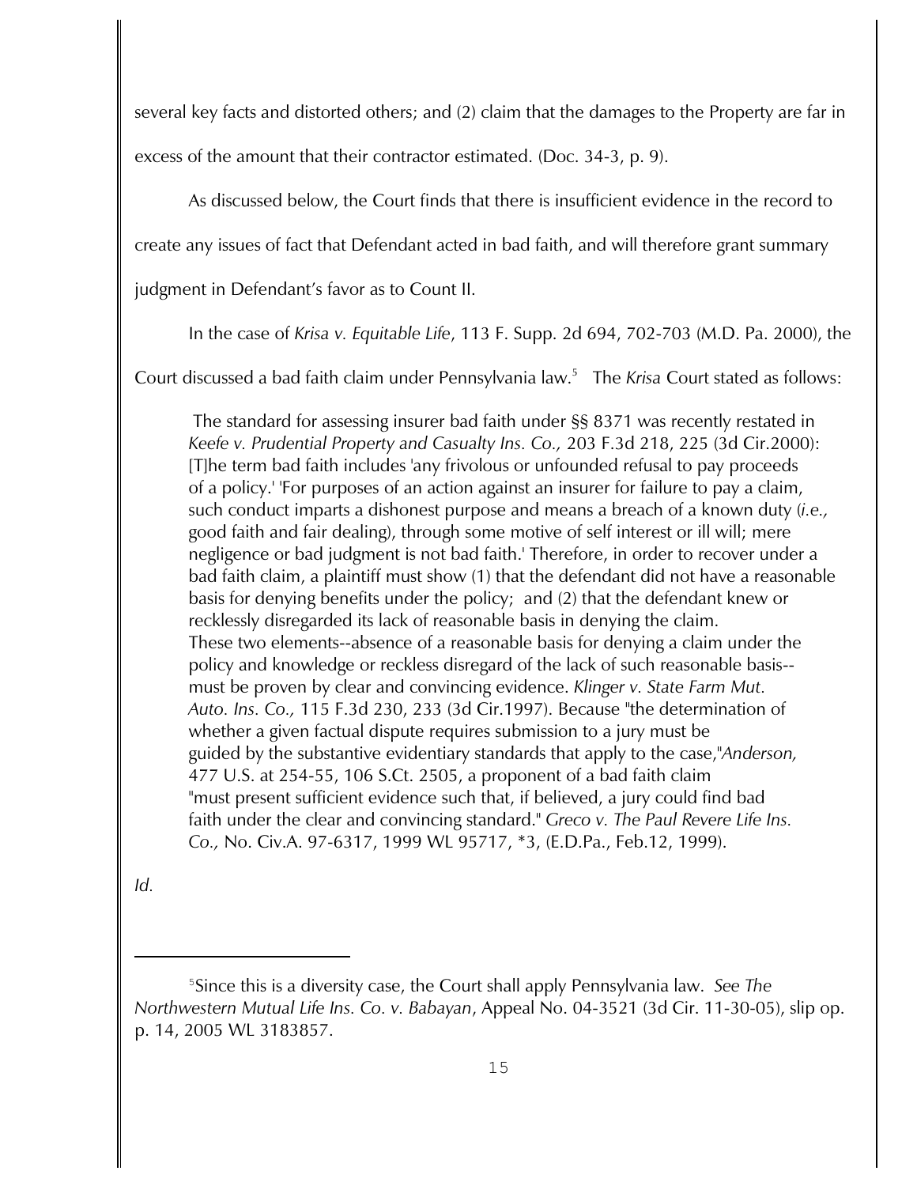several key facts and distorted others; and (2) claim that the damages to the Property are far in excess of the amount that their contractor estimated. (Doc. 34-3, p. 9).

As discussed below, the Court finds that there is insufficient evidence in the record to create any issues of fact that Defendant acted in bad faith, and will therefore grant summary judgment in Defendant's favor as to Count II.

In the case of *Krisa v. Equitable Life*, 113 F. Supp. 2d 694, 702-703 (M.D. Pa. 2000), the Court discussed a bad faith claim under Pennsylvania law.[5] The *Krisa* Court stated as follows:

> The standard for assessing insurer bad faith under §§ 8371 was recently restated in *Keefe v. Prudential Property and Casualty Ins. Co.,* 203 F.3d 218, 225 (3d Cir.2000): [T]he term bad faith includes 'any frivolous or unfounded refusal to pay proceeds of a policy.' 'For purposes of an action against an insurer for failure to pay a claim, such conduct imparts a dishonest purpose and means a breach of a known duty (*i.e.,* good faith and fair dealing), through some motive of self interest or ill will; mere negligence or bad judgment is not bad faith.' Therefore, in order to recover under a bad faith claim, a plaintiff must show (1) that the defendant did not have a reasonable basis for denying benefits under the policy; and (2) that the defendant knew or recklessly disregarded its lack of reasonable basis in denying the claim. These two elements--absence of a reasonable basis for denying a claim under the policy and knowledge or reckless disregard of the lack of such reasonable basis--must be proven by clear and convincing evidence. *Klinger v. State Farm Mut. Auto. Ins. Co.,* 115 F.3d 230, 233 (3d Cir.1997). Because "the determination of whether a given factual dispute requires submission to a jury must be guided by the substantive evidentiary standards that apply to the case,"*Anderson,* 477 U.S. at 254-55, 106 S.Ct. 2505, a proponent of a bad faith claim "must present sufficient evidence such that, if believed, a jury could find bad faith under the clear and convincing standard." *Greco v. The Paul Revere Life Ins. Co.,* No. Civ.A. 97-6317, 1999 WL 95717, *3, (E.D.Pa., Feb.12, 1999).

*Id.*

---

[5] Since this is a diversity case, the Court shall apply Pennsylvania law. *See The Northwestern Mutual Life Ins. Co. v. Babayan*, Appeal No. 04-3521 (3d Cir. 11-30-05), slip op. p. 14, 2005 WL 3183857.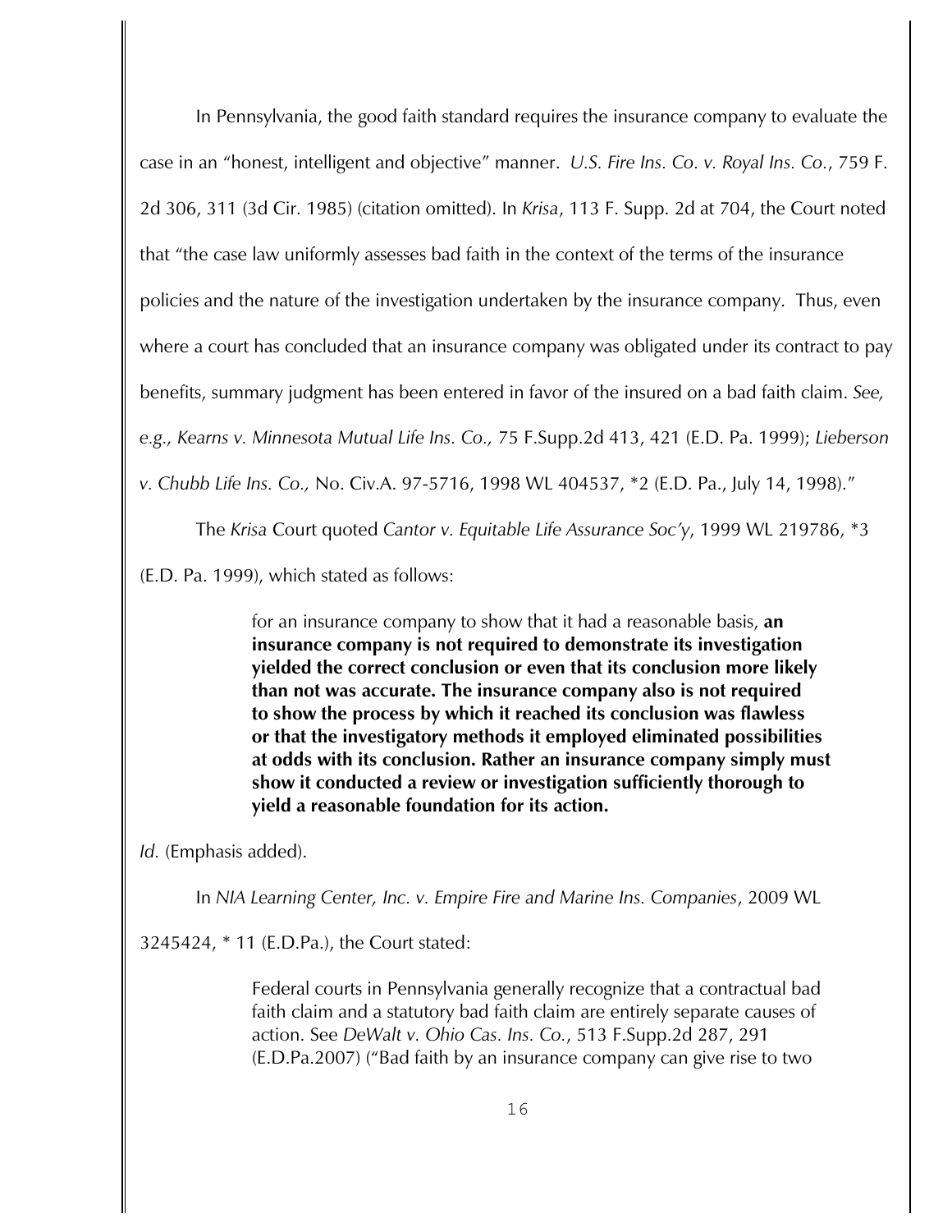In Pennsylvania, the good faith standard requires the insurance company to evaluate the case in an "honest, intelligent and objective" manner. *U.S. Fire Ins. Co. v. Royal Ins. Co.*, 759 F. 2d 306, 311 (3d Cir. 1985) (citation omitted). In *Krisa*, 113 F. Supp. 2d at 704, the Court noted that "the case law uniformly assesses bad faith in the context of the terms of the insurance policies and the nature of the investigation undertaken by the insurance company. Thus, even where a court has concluded that an insurance company was obligated under its contract to pay benefits, summary judgment has been entered in favor of the insured on a bad faith claim. *See, e.g., Kearns v. Minnesota Mutual Life Ins. Co.,* 75 F.Supp.2d 413, 421 (E.D. Pa. 1999); *Lieberson v. Chubb Life Ins. Co.,* No. Civ.A. 97-5716, 1998 WL 404537, *2 (E.D. Pa., July 14, 1998)."

The *Krisa* Court quoted *Cantor v. Equitable Life Assurance Soc'y*, 1999 WL 219786, *3 (E.D. Pa. 1999), which stated as follows:

> for an insurance company to show that it had a reasonable basis, **an insurance company is not required to demonstrate its investigation yielded the correct conclusion or even that its conclusion more likely than not was accurate. The insurance company also is not required to show the process by which it reached its conclusion was flawless or that the investigatory methods it employed eliminated possibilities at odds with its conclusion. Rather an insurance company simply must show it conducted a review or investigation sufficiently thorough to yield a reasonable foundation for its action.**

*Id.* (Emphasis added).

In *NIA Learning Center, Inc. v. Empire Fire and Marine Ins. Companies*, 2009 WL 3245424, * 11 (E.D.Pa.), the Court stated:

> Federal courts in Pennsylvania generally recognize that a contractual bad faith claim and a statutory bad faith claim are entirely separate causes of action. See *DeWalt v. Ohio Cas. Ins. Co.*, 513 F.Supp.2d 287, 291 (E.D.Pa.2007) ("Bad faith by an insurance company can give rise to two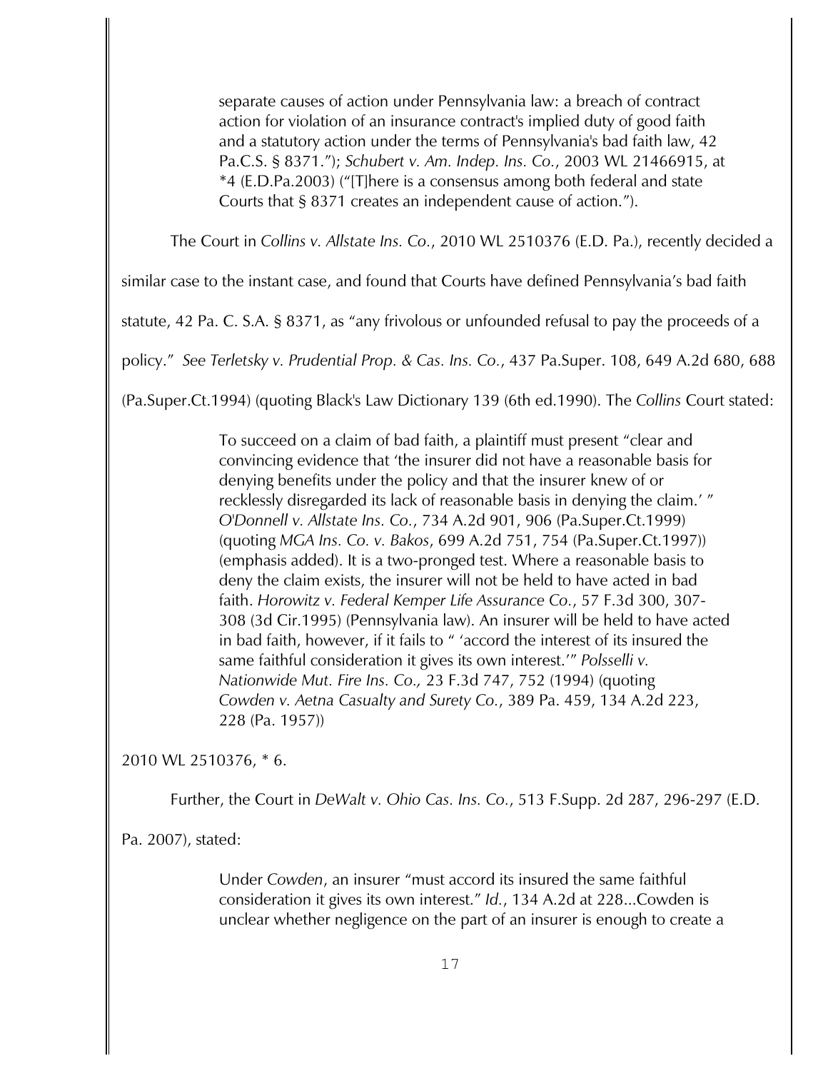> separate causes of action under Pennsylvania law: a breach of contract action for violation of an insurance contract's implied duty of good faith and a statutory action under the terms of Pennsylvania's bad faith law, 42 Pa.C.S. § 8371."); *Schubert v. Am. Indep. Ins. Co.*, 2003 WL 21466915, at *4 (E.D.Pa.2003) ("[T]here is a consensus among both federal and state Courts that § 8371 creates an independent cause of action.").

The Court in *Collins v. Allstate Ins. Co.*, 2010 WL 2510376 (E.D. Pa.), recently decided a similar case to the instant case, and found that Courts have defined Pennsylvania's bad faith statute, 42 Pa. C. S.A. § 8371, as "any frivolous or unfounded refusal to pay the proceeds of a policy." *See Terletsky v. Prudential Prop. & Cas. Ins. Co.*, 437 Pa.Super. 108, 649 A.2d 680, 688 (Pa.Super.Ct.1994) (quoting Black's Law Dictionary 139 (6th ed.1990). The *Collins* Court stated:

> To succeed on a claim of bad faith, a plaintiff must present "clear and convincing evidence that 'the insurer did not have a reasonable basis for denying benefits under the policy and that the insurer knew of or recklessly disregarded its lack of reasonable basis in denying the claim.' " *O'Donnell v. Allstate Ins. Co.*, 734 A.2d 901, 906 (Pa.Super.Ct.1999) (quoting *MGA Ins. Co. v. Bakos*, 699 A.2d 751, 754 (Pa.Super.Ct.1997)) (emphasis added). It is a two-pronged test. Where a reasonable basis to deny the claim exists, the insurer will not be held to have acted in bad faith. *Horowitz v. Federal Kemper Life Assurance Co.*, 57 F.3d 300, 307-308 (3d Cir.1995) (Pennsylvania law). An insurer will be held to have acted in bad faith, however, if it fails to " 'accord the interest of its insured the same faithful consideration it gives its own interest.'" *Polsselli v. Nationwide Mut. Fire Ins. Co.,* 23 F.3d 747, 752 (1994) (quoting *Cowden v. Aetna Casualty and Surety Co.*, 389 Pa. 459, 134 A.2d 223, 228 (Pa. 1957))

2010 WL 2510376, * 6.

Further, the Court in *DeWalt v. Ohio Cas. Ins. Co.*, 513 F.Supp. 2d 287, 296-297 (E.D. Pa. 2007), stated:

> Under *Cowden*, an insurer "must accord its insured the same faithful consideration it gives its own interest." *Id.*, 134 A.2d at 228...Cowden is unclear whether negligence on the part of an insurer is enough to create a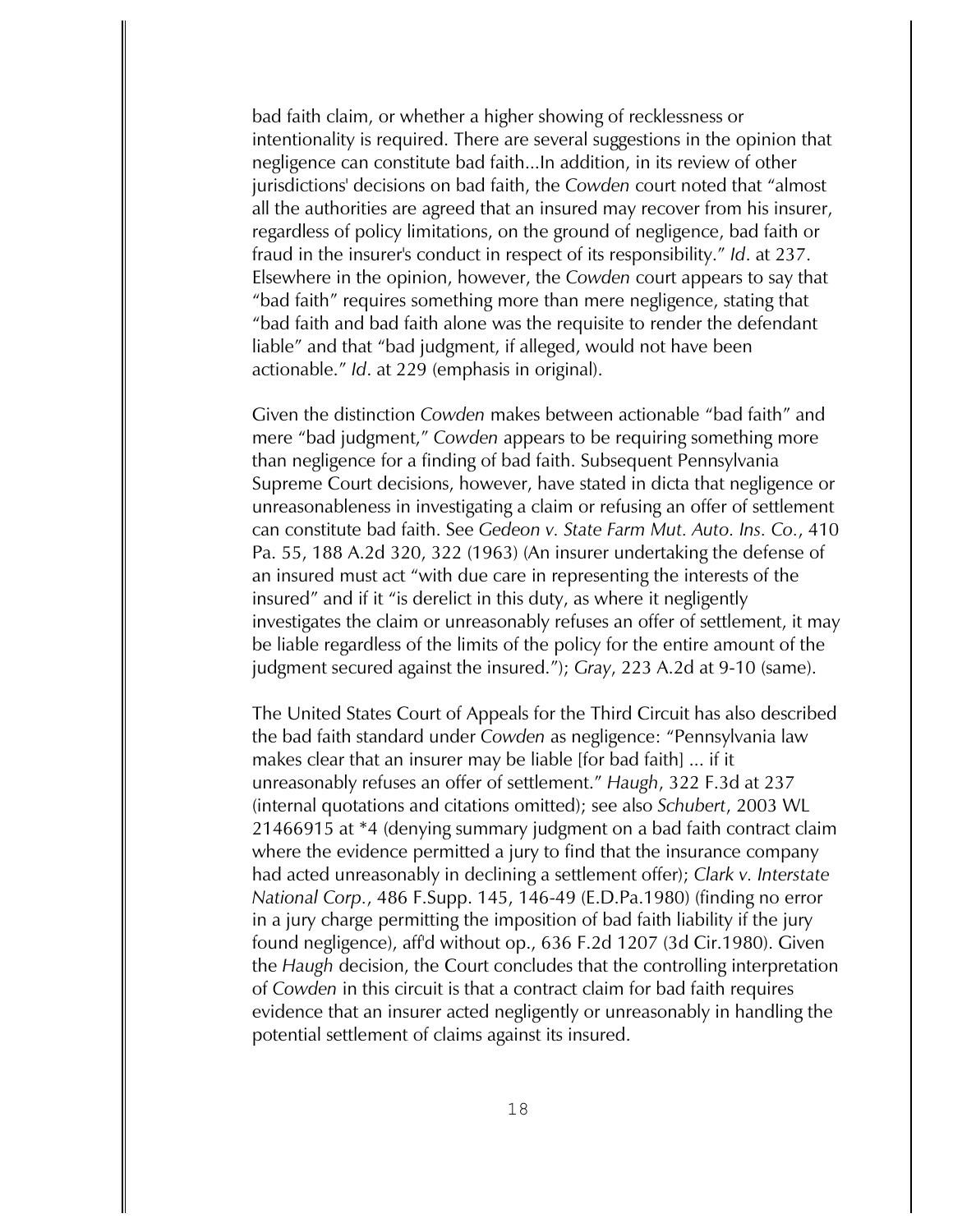bad faith claim, or whether a higher showing of recklessness or intentionality is required. There are several suggestions in the opinion that negligence can constitute bad faith...In addition, in its review of other jurisdictions' decisions on bad faith, the *Cowden* court noted that "almost all the authorities are agreed that an insured may recover from his insurer, regardless of policy limitations, on the ground of negligence, bad faith or fraud in the insurer's conduct in respect of its responsibility." *Id*. at 237. Elsewhere in the opinion, however, the *Cowden* court appears to say that "bad faith" requires something more than mere negligence, stating that "bad faith and bad faith alone was the requisite to render the defendant liable" and that "bad judgment, if alleged, would not have been actionable." *Id*. at 229 (emphasis in original).

Given the distinction *Cowden* makes between actionable "bad faith" and mere "bad judgment," *Cowden* appears to be requiring something more than negligence for a finding of bad faith. Subsequent Pennsylvania Supreme Court decisions, however, have stated in dicta that negligence or unreasonableness in investigating a claim or refusing an offer of settlement can constitute bad faith. See *Gedeon v. State Farm Mut. Auto. Ins. Co.*, 410 Pa. 55, 188 A.2d 320, 322 (1963) (An insurer undertaking the defense of an insured must act "with due care in representing the interests of the insured" and if it "is derelict in this duty, as where it negligently investigates the claim or unreasonably refuses an offer of settlement, it may be liable regardless of the limits of the policy for the entire amount of the judgment secured against the insured."); *Gray*, 223 A.2d at 9-10 (same).

The United States Court of Appeals for the Third Circuit has also described the bad faith standard under *Cowden* as negligence: "Pennsylvania law makes clear that an insurer may be liable [for bad faith] ... if it unreasonably refuses an offer of settlement." *Haugh*, 322 F.3d at 237 (internal quotations and citations omitted); see also *Schubert*, 2003 WL 21466915 at *4 (denying summary judgment on a bad faith contract claim where the evidence permitted a jury to find that the insurance company had acted unreasonably in declining a settlement offer); *Clark v. Interstate National Corp.*, 486 F.Supp. 145, 146-49 (E.D.Pa.1980) (finding no error in a jury charge permitting the imposition of bad faith liability if the jury found negligence), aff'd without op., 636 F.2d 1207 (3d Cir.1980). Given the *Haugh* decision, the Court concludes that the controlling interpretation of *Cowden* in this circuit is that a contract claim for bad faith requires evidence that an insurer acted negligently or unreasonably in handling the potential settlement of claims against its insured.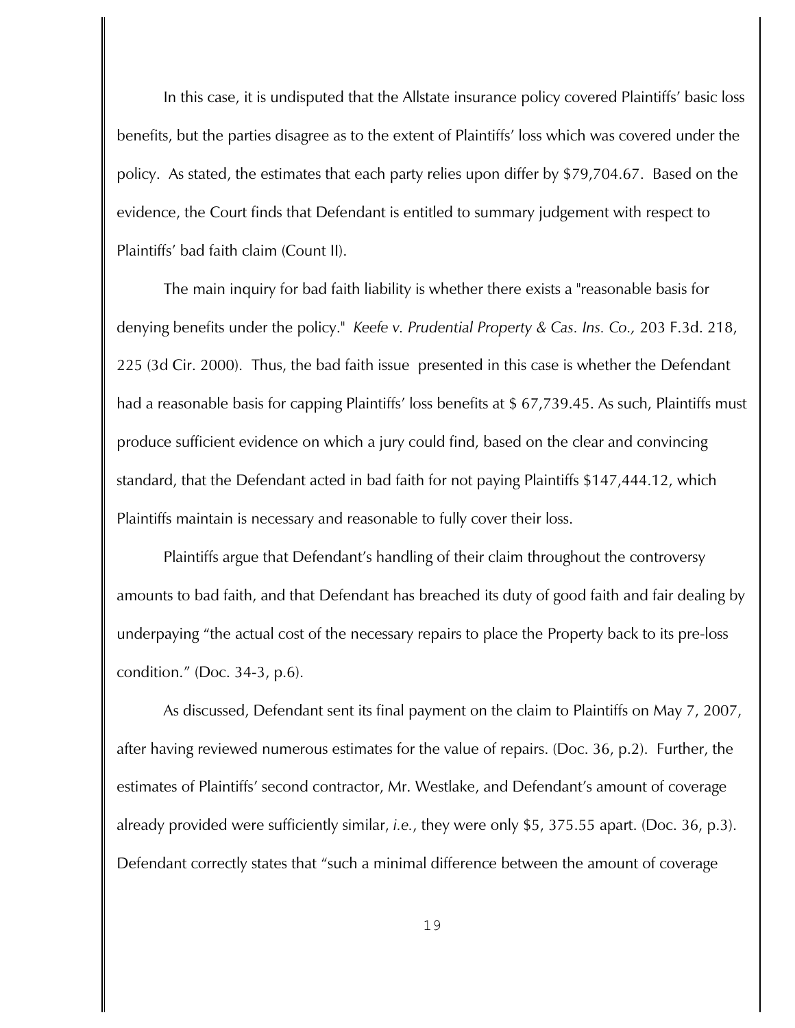In this case, it is undisputed that the Allstate insurance policy covered Plaintiffs' basic loss benefits, but the parties disagree as to the extent of Plaintiffs' loss which was covered under the policy. As stated, the estimates that each party relies upon differ by $79,704.67. Based on the evidence, the Court finds that Defendant is entitled to summary judgement with respect to Plaintiffs' bad faith claim (Count II).

The main inquiry for bad faith liability is whether there exists a "reasonable basis for denying benefits under the policy." *Keefe v. Prudential Property & Cas. Ins. Co.,* 203 F.3d. 218, 225 (3d Cir. 2000). Thus, the bad faith issue presented in this case is whether the Defendant had a reasonable basis for capping Plaintiffs' loss benefits at $ 67,739.45. As such, Plaintiffs must produce sufficient evidence on which a jury could find, based on the clear and convincing standard, that the Defendant acted in bad faith for not paying Plaintiffs $147,444.12, which Plaintiffs maintain is necessary and reasonable to fully cover their loss.

Plaintiffs argue that Defendant's handling of their claim throughout the controversy amounts to bad faith, and that Defendant has breached its duty of good faith and fair dealing by underpaying "the actual cost of the necessary repairs to place the Property back to its pre-loss condition." (Doc. 34-3, p.6).

As discussed, Defendant sent its final payment on the claim to Plaintiffs on May 7, 2007, after having reviewed numerous estimates for the value of repairs. (Doc. 36, p.2). Further, the estimates of Plaintiffs' second contractor, Mr. Westlake, and Defendant's amount of coverage already provided were sufficiently similar, *i.e.*, they were only $5, 375.55 apart. (Doc. 36, p.3). Defendant correctly states that "such a minimal difference between the amount of coverage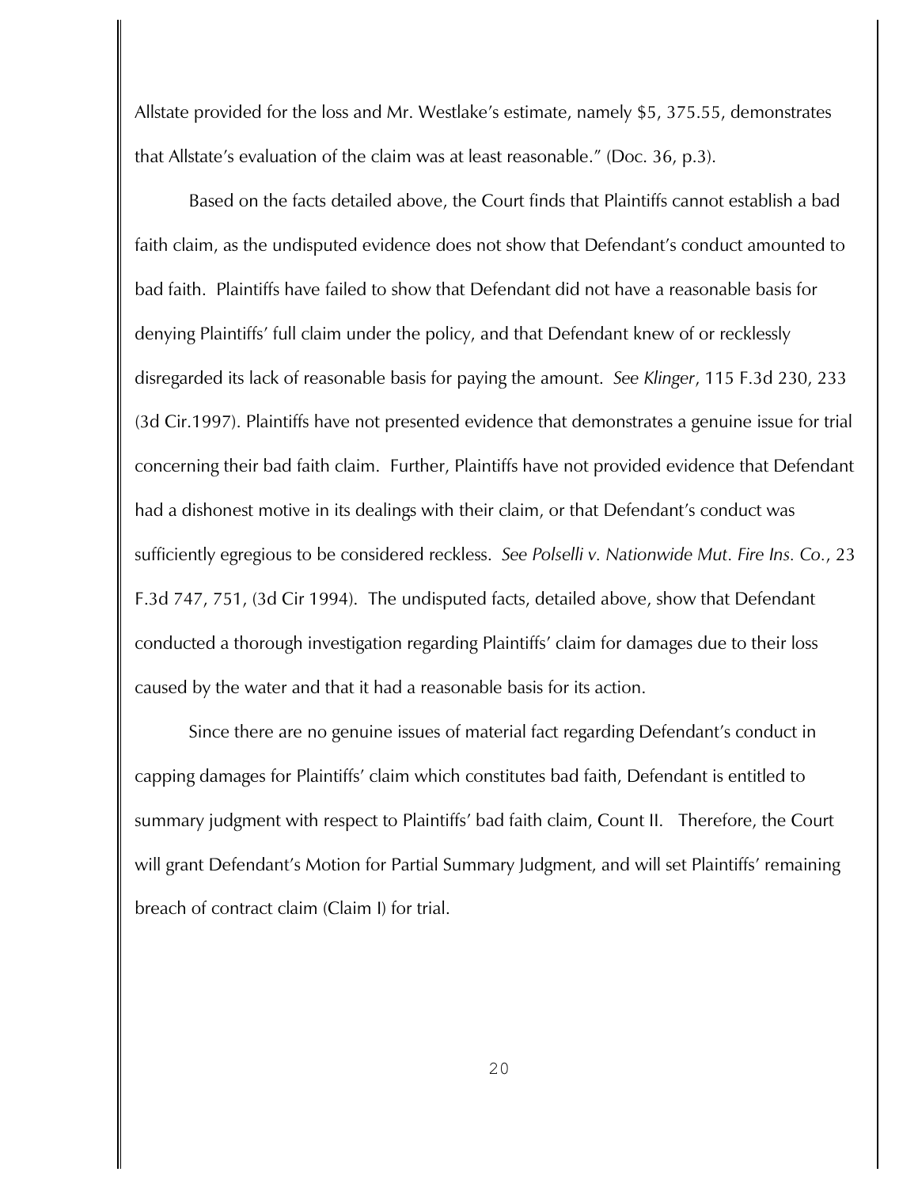Allstate provided for the loss and Mr. Westlake's estimate, namely $5, 375.55, demonstrates that Allstate's evaluation of the claim was at least reasonable." (Doc. 36, p.3).

Based on the facts detailed above, the Court finds that Plaintiffs cannot establish a bad faith claim, as the undisputed evidence does not show that Defendant's conduct amounted to bad faith. Plaintiffs have failed to show that Defendant did not have a reasonable basis for denying Plaintiffs' full claim under the policy, and that Defendant knew of or recklessly disregarded its lack of reasonable basis for paying the amount. *See Klinger*, 115 F.3d 230, 233 (3d Cir.1997). Plaintiffs have not presented evidence that demonstrates a genuine issue for trial concerning their bad faith claim. Further, Plaintiffs have not provided evidence that Defendant had a dishonest motive in its dealings with their claim, or that Defendant's conduct was sufficiently egregious to be considered reckless. *See Polselli v. Nationwide Mut. Fire Ins. Co.*, 23 F.3d 747, 751, (3d Cir 1994). The undisputed facts, detailed above, show that Defendant conducted a thorough investigation regarding Plaintiffs' claim for damages due to their loss caused by the water and that it had a reasonable basis for its action.

Since there are no genuine issues of material fact regarding Defendant's conduct in capping damages for Plaintiffs' claim which constitutes bad faith, Defendant is entitled to summary judgment with respect to Plaintiffs' bad faith claim, Count II. Therefore, the Court will grant Defendant's Motion for Partial Summary Judgment, and will set Plaintiffs' remaining breach of contract claim (Claim I) for trial.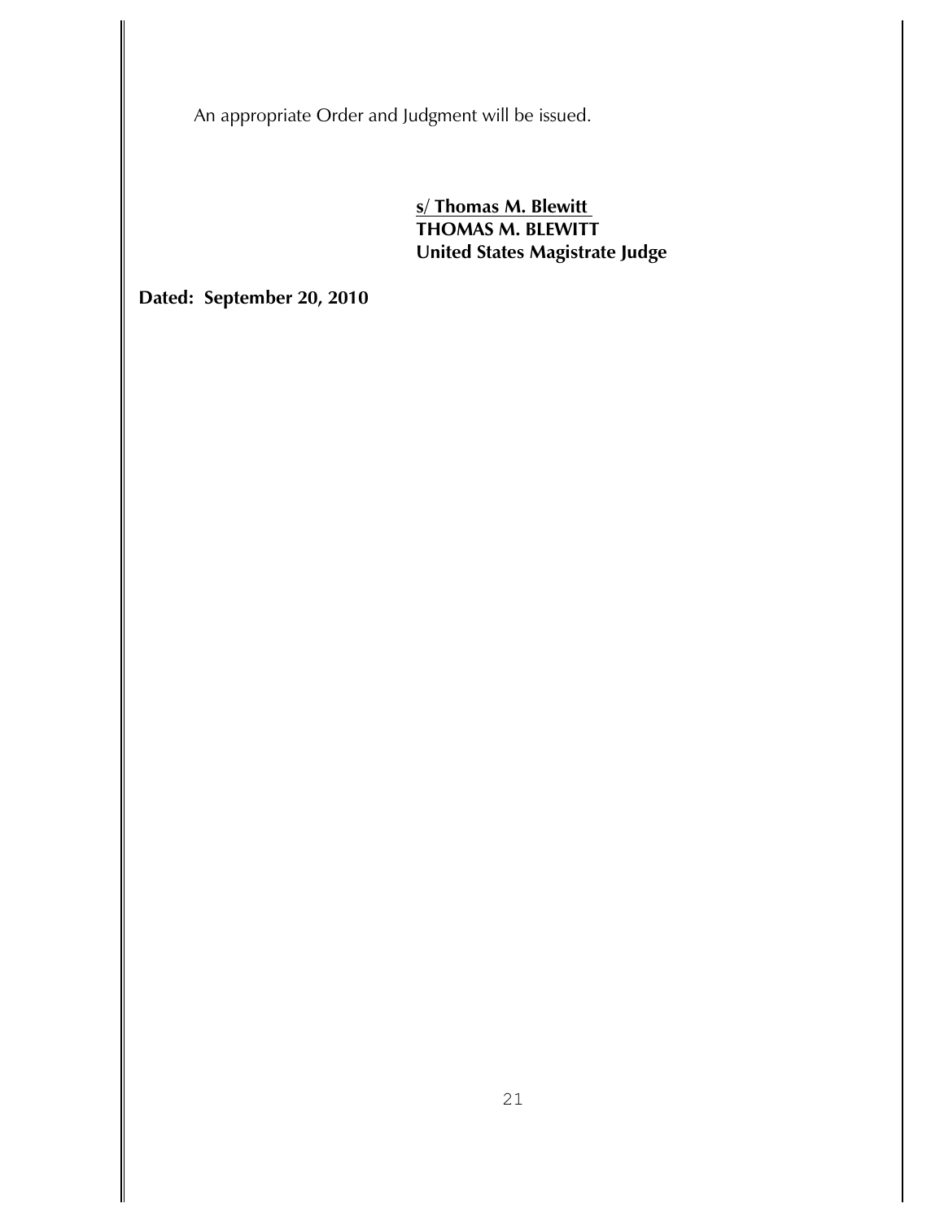An appropriate Order and Judgment will be issued.

**s/ Thomas M. Blewitt**
**THOMAS M. BLEWITT**
**United States Magistrate Judge**

**Dated: September 20, 2010**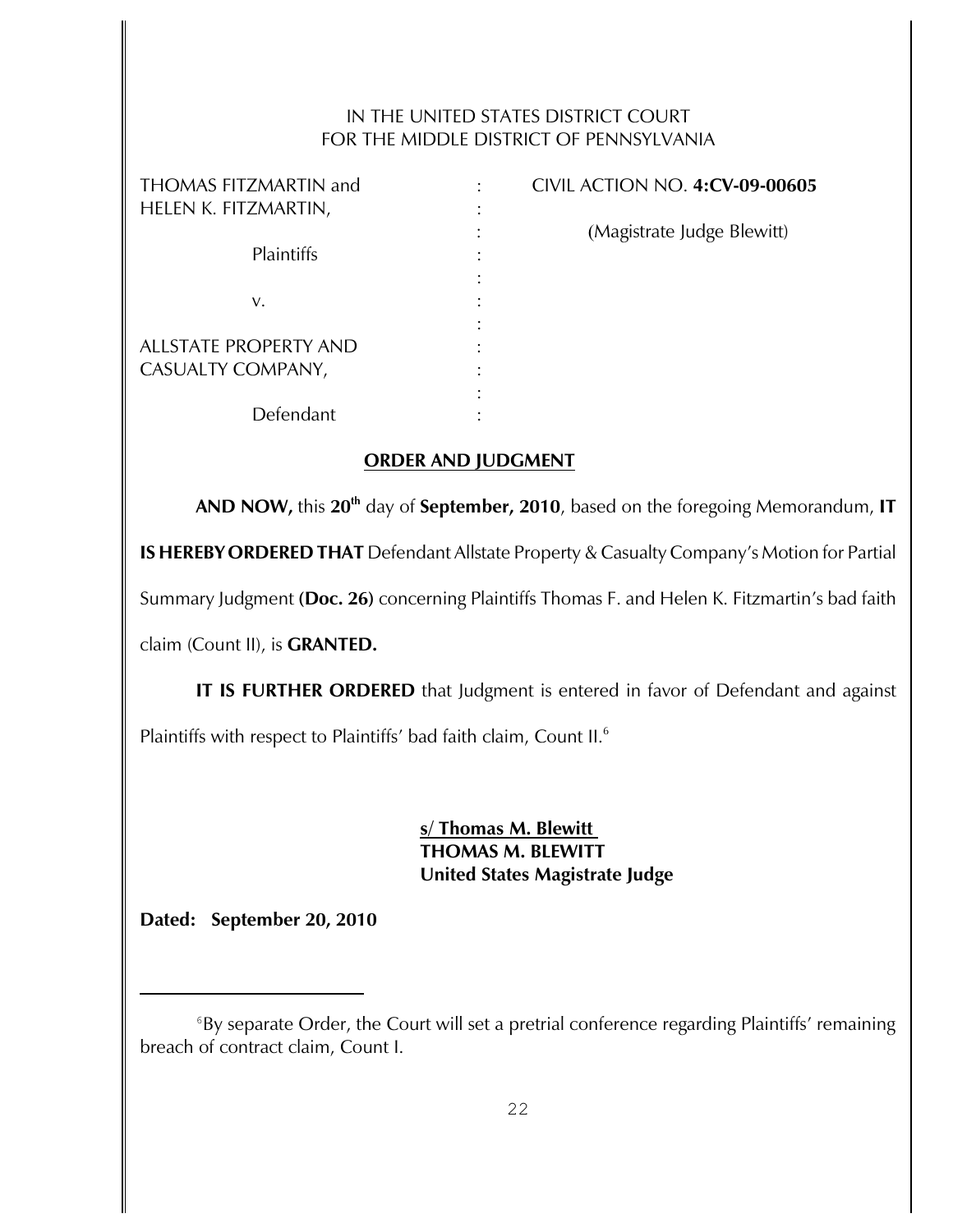IN THE UNITED STATES DISTRICT COURT
FOR THE MIDDLE DISTRICT OF PENNSYLVANIA

| | | |
|---|---|---|
| THOMAS FITZMARTIN and HELEN K. FITZMARTIN, | : | CIVIL ACTION NO. **4:CV-09-00605** |
| | : | (Magistrate Judge Blewitt) |
| Plaintiffs | : | |
| v. | : | |
| ALLSTATE PROPERTY AND CASUALTY COMPANY, | : | |
| Defendant | : | |

**ORDER AND JUDGMENT**

**AND NOW,** this **20th** day of **September, 2010**, based on the foregoing Memorandum, **IT IS HEREBY ORDERED THAT** Defendant Allstate Property & Casualty Company's Motion for Partial Summary Judgment **(Doc. 26)** concerning Plaintiffs Thomas F. and Helen K. Fitzmartin's bad faith claim (Count II), is **GRANTED.**

**IT IS FURTHER ORDERED** that Judgment is entered in favor of Defendant and against Plaintiffs with respect to Plaintiffs' bad faith claim, Count II.[6]

**s/ Thomas M. Blewitt**
**THOMAS M. BLEWITT**
**United States Magistrate Judge**

**Dated: September 20, 2010**

[6] By separate Order, the Court will set a pretrial conference regarding Plaintiffs' remaining breach of contract claim, Count I.